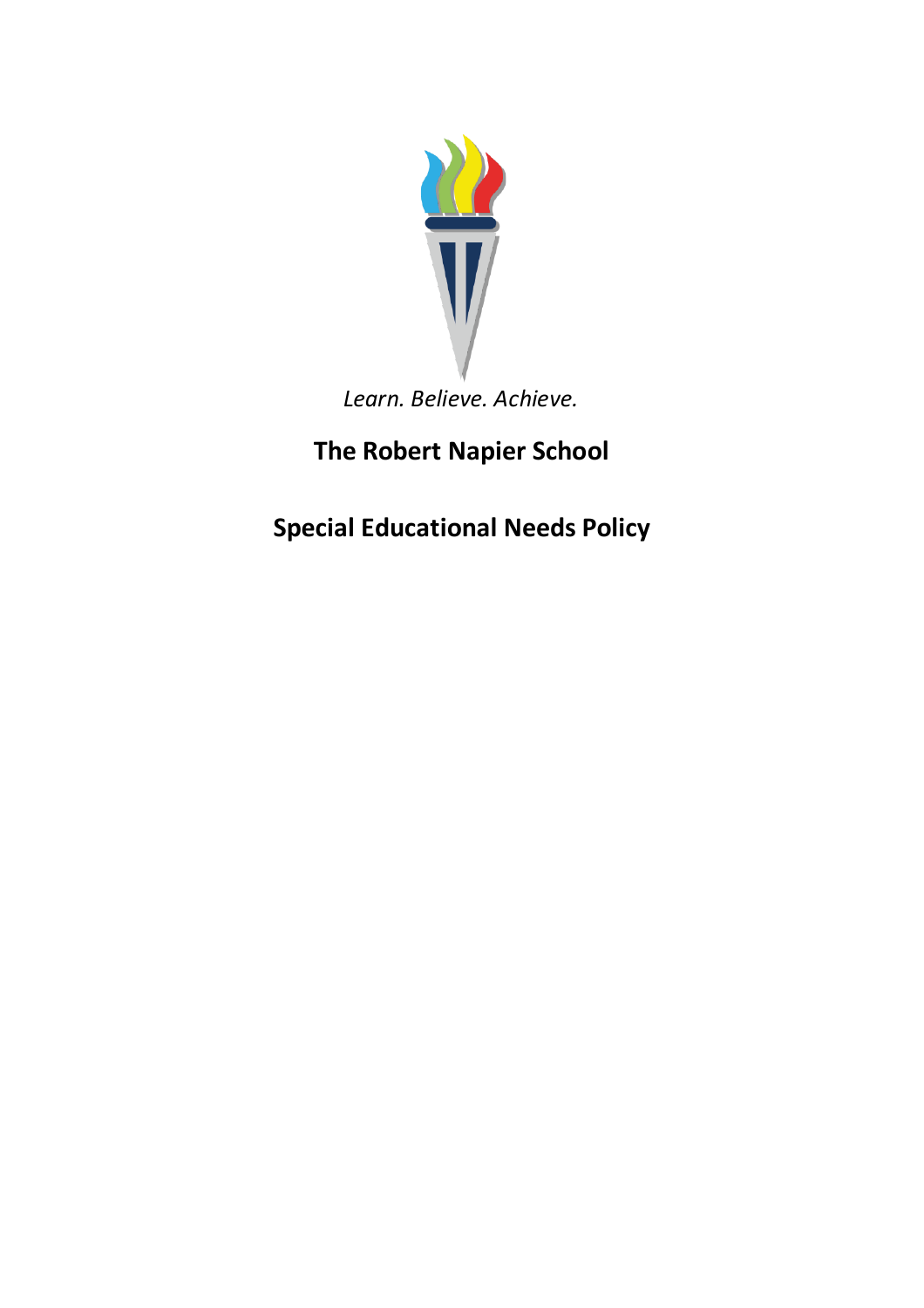*Learn. Believe. Achieve.*

# The Robert Napier School

# Special Educational Needs Policy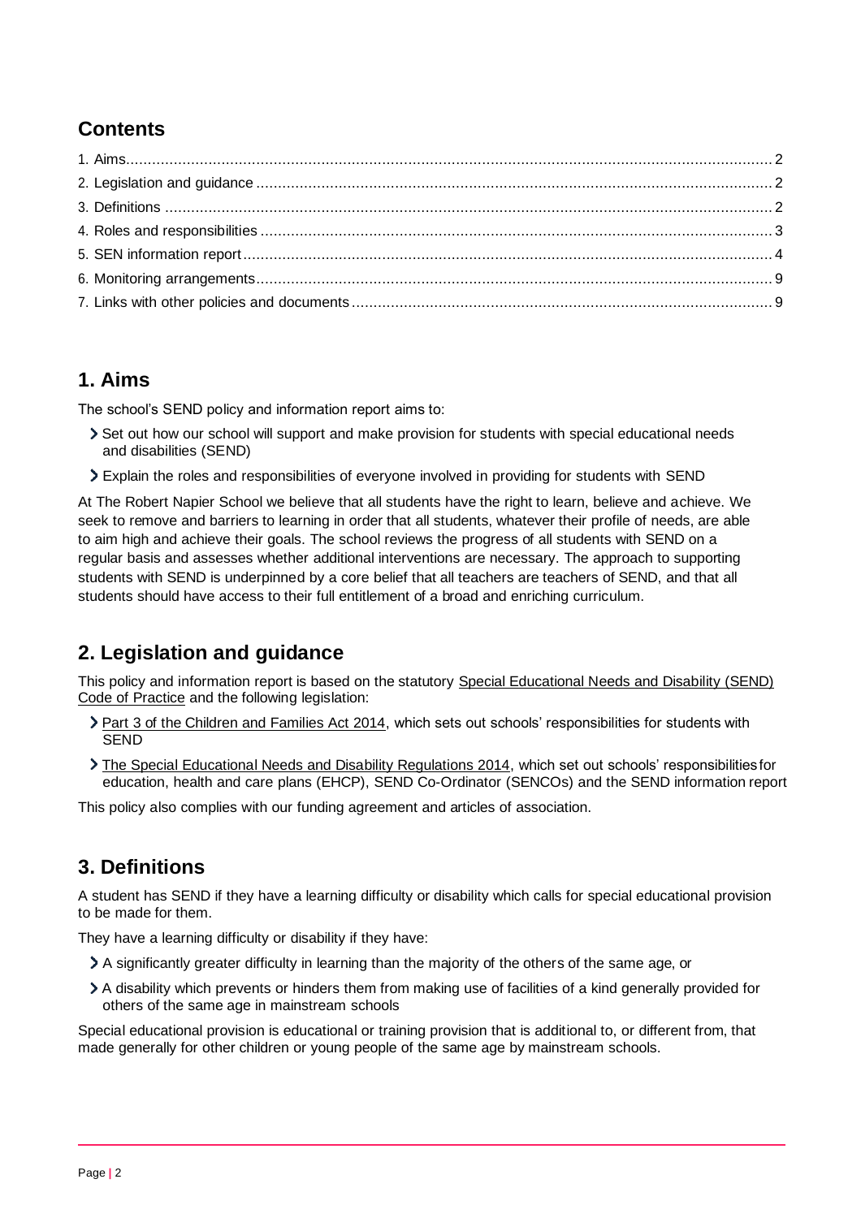## Contents

1. Aims .......... 2
2. Legislation and guidance .......... 2
3. Definitions .......... 2
4. Roles and responsibilities .......... 3
5. SEN information report .......... 4
6. Monitoring arrangements .......... 9
7. Links with other policies and documents .......... 9

## 1. Aims

The school's SEND policy and information report aims to:

- Set out how our school will support and make provision for students with special educational needs and disabilities (SEND)
- Explain the roles and responsibilities of everyone involved in providing for students with SEND

At The Robert Napier School we believe that all students have the right to learn, believe and achieve. We seek to remove and barriers to learning in order that all students, whatever their profile of needs, are able to aim high and achieve their goals. The school reviews the progress of all students with SEND on a regular basis and assesses whether additional interventions are necessary. The approach to supporting students with SEND is underpinned by a core belief that all teachers are teachers of SEND, and that all students should have access to their full entitlement of a broad and enriching curriculum.

## 2. Legislation and guidance

This policy and information report is based on the statutory Special Educational Needs and Disability (SEND) Code of Practice and the following legislation:

- Part 3 of the Children and Families Act 2014, which sets out schools' responsibilities for students with SEND
- The Special Educational Needs and Disability Regulations 2014, which set out schools' responsibilities for education, health and care plans (EHCP), SEND Co-Ordinator (SENCOs) and the SEND information report

This policy also complies with our funding agreement and articles of association.

## 3. Definitions

A student has SEND if they have a learning difficulty or disability which calls for special educational provision to be made for them.

They have a learning difficulty or disability if they have:

- A significantly greater difficulty in learning than the majority of the others of the same age, or
- A disability which prevents or hinders them from making use of facilities of a kind generally provided for others of the same age in mainstream schools

Special educational provision is educational or training provision that is additional to, or different from, that made generally for other children or young people of the same age by mainstream schools.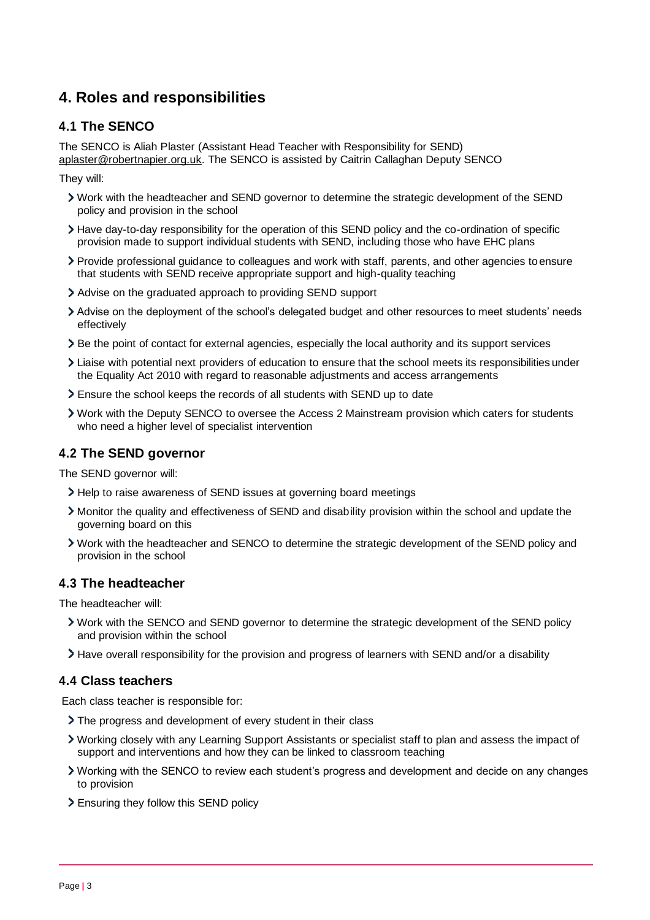# 4. Roles and responsibilities

## 4.1 The SENCO

The SENCO is Aliah Plaster (Assistant Head Teacher with Responsibility for SEND) aplaster@robertnapier.org.uk. The SENCO is assisted by Caitrin Callaghan Deputy SENCO

They will:

- Work with the headteacher and SEND governor to determine the strategic development of the SEND policy and provision in the school
- Have day-to-day responsibility for the operation of this SEND policy and the co-ordination of specific provision made to support individual students with SEND, including those who have EHC plans
- Provide professional guidance to colleagues and work with staff, parents, and other agencies to ensure that students with SEND receive appropriate support and high-quality teaching
- Advise on the graduated approach to providing SEND support
- Advise on the deployment of the school's delegated budget and other resources to meet students' needs effectively
- Be the point of contact for external agencies, especially the local authority and its support services
- Liaise with potential next providers of education to ensure that the school meets its responsibilities under the Equality Act 2010 with regard to reasonable adjustments and access arrangements
- Ensure the school keeps the records of all students with SEND up to date
- Work with the Deputy SENCO to oversee the Access 2 Mainstream provision which caters for students who need a higher level of specialist intervention

## 4.2 The SEND governor

The SEND governor will:

- Help to raise awareness of SEND issues at governing board meetings
- Monitor the quality and effectiveness of SEND and disability provision within the school and update the governing board on this
- Work with the headteacher and SENCO to determine the strategic development of the SEND policy and provision in the school

## 4.3 The headteacher

The headteacher will:

- Work with the SENCO and SEND governor to determine the strategic development of the SEND policy and provision within the school
- Have overall responsibility for the provision and progress of learners with SEND and/or a disability

## 4.4 Class teachers

Each class teacher is responsible for:

- The progress and development of every student in their class
- Working closely with any Learning Support Assistants or specialist staff to plan and assess the impact of support and interventions and how they can be linked to classroom teaching
- Working with the SENCO to review each student's progress and development and decide on any changes to provision
- Ensuring they follow this SEND policy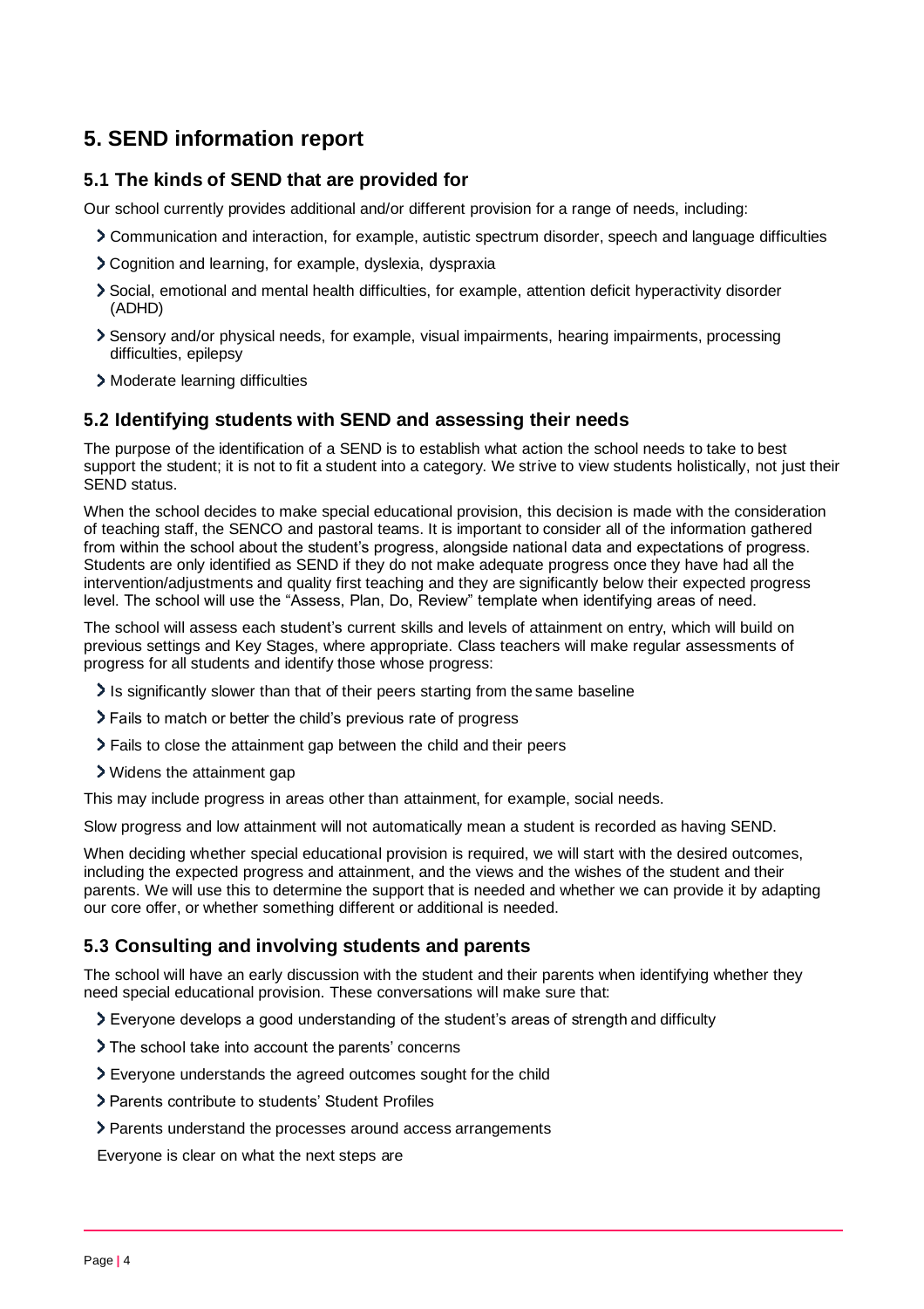# 5. SEND information report

## 5.1 The kinds of SEND that are provided for

Our school currently provides additional and/or different provision for a range of needs, including:

- Communication and interaction, for example, autistic spectrum disorder, speech and language difficulties
- Cognition and learning, for example, dyslexia, dyspraxia
- Social, emotional and mental health difficulties, for example, attention deficit hyperactivity disorder (ADHD)
- Sensory and/or physical needs, for example, visual impairments, hearing impairments, processing difficulties, epilepsy
- Moderate learning difficulties

## 5.2 Identifying students with SEND and assessing their needs

The purpose of the identification of a SEND is to establish what action the school needs to take to best support the student; it is not to fit a student into a category. We strive to view students holistically, not just their SEND status.

When the school decides to make special educational provision, this decision is made with the consideration of teaching staff, the SENCO and pastoral teams. It is important to consider all of the information gathered from within the school about the student's progress, alongside national data and expectations of progress. Students are only identified as SEND if they do not make adequate progress once they have had all the intervention/adjustments and quality first teaching and they are significantly below their expected progress level. The school will use the "Assess, Plan, Do, Review" template when identifying areas of need.

The school will assess each student's current skills and levels of attainment on entry, which will build on previous settings and Key Stages, where appropriate. Class teachers will make regular assessments of progress for all students and identify those whose progress:

- Is significantly slower than that of their peers starting from the same baseline
- Fails to match or better the child's previous rate of progress
- Fails to close the attainment gap between the child and their peers
- Widens the attainment gap

This may include progress in areas other than attainment, for example, social needs.

Slow progress and low attainment will not automatically mean a student is recorded as having SEND.

When deciding whether special educational provision is required, we will start with the desired outcomes, including the expected progress and attainment, and the views and the wishes of the student and their parents. We will use this to determine the support that is needed and whether we can provide it by adapting our core offer, or whether something different or additional is needed.

## 5.3 Consulting and involving students and parents

The school will have an early discussion with the student and their parents when identifying whether they need special educational provision. These conversations will make sure that:

- Everyone develops a good understanding of the student's areas of strength and difficulty
- The school take into account the parents' concerns
- Everyone understands the agreed outcomes sought for the child
- Parents contribute to students' Student Profiles
- Parents understand the processes around access arrangements

Everyone is clear on what the next steps are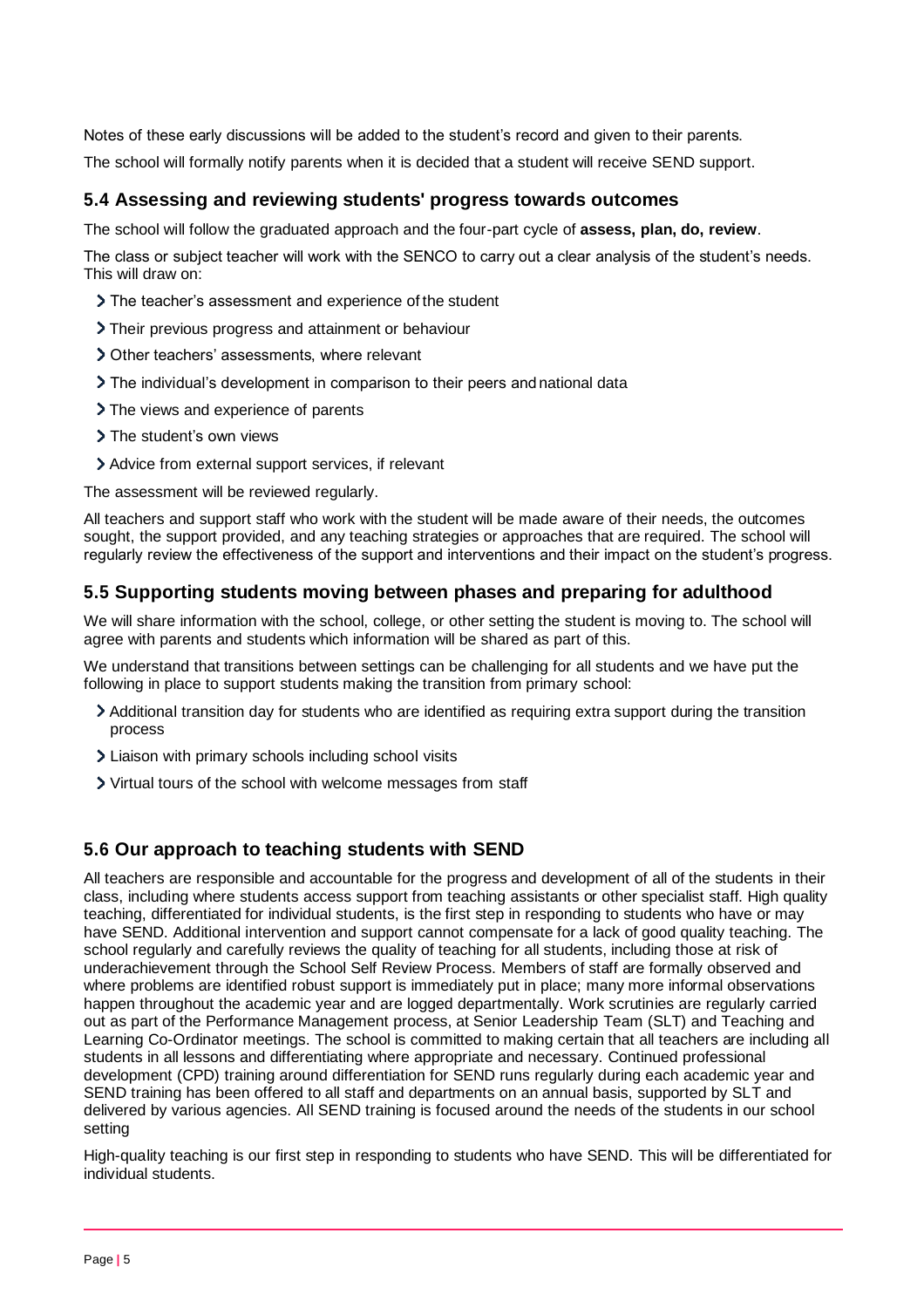Notes of these early discussions will be added to the student's record and given to their parents.

The school will formally notify parents when it is decided that a student will receive SEND support.

### 5.4 Assessing and reviewing students' progress towards outcomes

The school will follow the graduated approach and the four-part cycle of **assess, plan, do, review**.

The class or subject teacher will work with the SENCO to carry out a clear analysis of the student's needs. This will draw on:

- The teacher's assessment and experience of the student
- Their previous progress and attainment or behaviour
- Other teachers' assessments, where relevant
- The individual's development in comparison to their peers and national data
- The views and experience of parents
- The student's own views
- Advice from external support services, if relevant

The assessment will be reviewed regularly.

All teachers and support staff who work with the student will be made aware of their needs, the outcomes sought, the support provided, and any teaching strategies or approaches that are required. The school will regularly review the effectiveness of the support and interventions and their impact on the student's progress.

### 5.5 Supporting students moving between phases and preparing for adulthood

We will share information with the school, college, or other setting the student is moving to. The school will agree with parents and students which information will be shared as part of this.

We understand that transitions between settings can be challenging for all students and we have put the following in place to support students making the transition from primary school:

- Additional transition day for students who are identified as requiring extra support during the transition process
- Liaison with primary schools including school visits
- Virtual tours of the school with welcome messages from staff

### 5.6 Our approach to teaching students with SEND

All teachers are responsible and accountable for the progress and development of all of the students in their class, including where students access support from teaching assistants or other specialist staff. High quality teaching, differentiated for individual students, is the first step in responding to students who have or may have SEND. Additional intervention and support cannot compensate for a lack of good quality teaching. The school regularly and carefully reviews the quality of teaching for all students, including those at risk of underachievement through the School Self Review Process. Members of staff are formally observed and where problems are identified robust support is immediately put in place; many more informal observations happen throughout the academic year and are logged departmentally. Work scrutinies are regularly carried out as part of the Performance Management process, at Senior Leadership Team (SLT) and Teaching and Learning Co-Ordinator meetings. The school is committed to making certain that all teachers are including all students in all lessons and differentiating where appropriate and necessary. Continued professional development (CPD) training around differentiation for SEND runs regularly during each academic year and SEND training has been offered to all staff and departments on an annual basis, supported by SLT and delivered by various agencies. All SEND training is focused around the needs of the students in our school setting

High-quality teaching is our first step in responding to students who have SEND. This will be differentiated for individual students.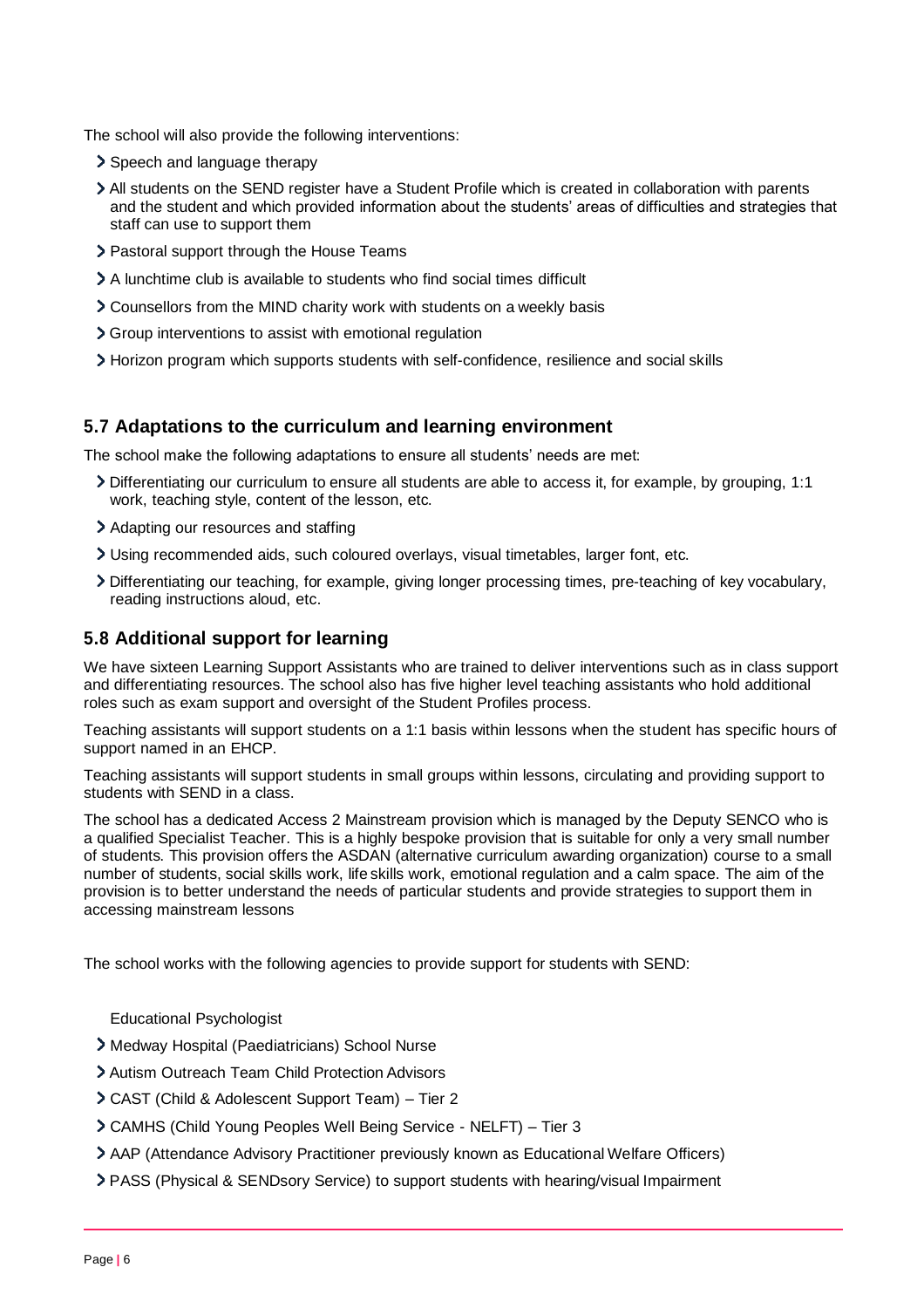The school will also provide the following interventions:

- Speech and language therapy
- All students on the SEND register have a Student Profile which is created in collaboration with parents and the student and which provided information about the students' areas of difficulties and strategies that staff can use to support them
- Pastoral support through the House Teams
- A lunchtime club is available to students who find social times difficult
- Counsellors from the MIND charity work with students on a weekly basis
- Group interventions to assist with emotional regulation
- Horizon program which supports students with self-confidence, resilience and social skills

### 5.7 Adaptations to the curriculum and learning environment

The school make the following adaptations to ensure all students' needs are met:

- Differentiating our curriculum to ensure all students are able to access it, for example, by grouping, 1:1 work, teaching style, content of the lesson, etc.
- Adapting our resources and staffing
- Using recommended aids, such coloured overlays, visual timetables, larger font, etc.
- Differentiating our teaching, for example, giving longer processing times, pre-teaching of key vocabulary, reading instructions aloud, etc.

### 5.8 Additional support for learning

We have sixteen Learning Support Assistants who are trained to deliver interventions such as in class support and differentiating resources. The school also has five higher level teaching assistants who hold additional roles such as exam support and oversight of the Student Profiles process.

Teaching assistants will support students on a 1:1 basis within lessons when the student has specific hours of support named in an EHCP.

Teaching assistants will support students in small groups within lessons, circulating and providing support to students with SEND in a class.

The school has a dedicated Access 2 Mainstream provision which is managed by the Deputy SENCO who is a qualified Specialist Teacher. This is a highly bespoke provision that is suitable for only a very small number of students. This provision offers the ASDAN (alternative curriculum awarding organization) course to a small number of students, social skills work, life skills work, emotional regulation and a calm space. The aim of the provision is to better understand the needs of particular students and provide strategies to support them in accessing mainstream lessons

The school works with the following agencies to provide support for students with SEND:

Educational Psychologist

- Medway Hospital (Paediatricians) School Nurse
- Autism Outreach Team Child Protection Advisors
- CAST (Child & Adolescent Support Team) – Tier 2
- CAMHS (Child Young Peoples Well Being Service - NELFT) – Tier 3
- AAP (Attendance Advisory Practitioner previously known as Educational Welfare Officers)
- PASS (Physical & SENDsory Service) to support students with hearing/visual Impairment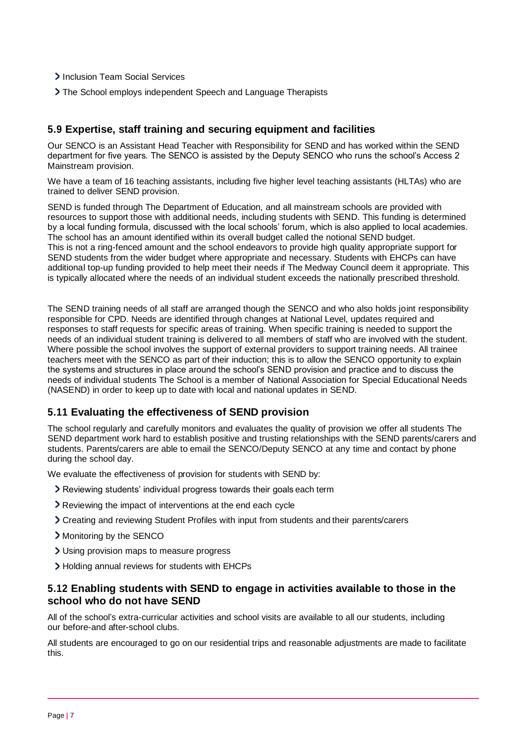- Inclusion Team Social Services
- The School employs independent Speech and Language Therapists

### 5.9 Expertise, staff training and securing equipment and facilities

Our SENCO is an Assistant Head Teacher with Responsibility for SEND and has worked within the SEND department for five years. The SENCO is assisted by the Deputy SENCO who runs the school's Access 2 Mainstream provision.

We have a team of 16 teaching assistants, including five higher level teaching assistants (HLTAs) who are trained to deliver SEND provision.

SEND is funded through The Department of Education, and all mainstream schools are provided with resources to support those with additional needs, including students with SEND. This funding is determined by a local funding formula, discussed with the local schools' forum, which is also applied to local academies. The school has an amount identified within its overall budget called the notional SEND budget. This is not a ring-fenced amount and the school endeavors to provide high quality appropriate support for SEND students from the wider budget where appropriate and necessary. Students with EHCPs can have additional top-up funding provided to help meet their needs if The Medway Council deem it appropriate. This is typically allocated where the needs of an individual student exceeds the nationally prescribed threshold.

The SEND training needs of all staff are arranged though the SENCO and who also holds joint responsibility responsible for CPD. Needs are identified through changes at National Level, updates required and responses to staff requests for specific areas of training. When specific training is needed to support the needs of an individual student training is delivered to all members of staff who are involved with the student. Where possible the school involves the support of external providers to support training needs. All trainee teachers meet with the SENCO as part of their induction; this is to allow the SENCO opportunity to explain the systems and structures in place around the school's SEND provision and practice and to discuss the needs of individual students The School is a member of National Association for Special Educational Needs (NASEND) in order to keep up to date with local and national updates in SEND.

### 5.11 Evaluating the effectiveness of SEND provision

The school regularly and carefully monitors and evaluates the quality of provision we offer all students The SEND department work hard to establish positive and trusting relationships with the SEND parents/carers and students. Parents/carers are able to email the SENCO/Deputy SENCO at any time and contact by phone during the school day.

We evaluate the effectiveness of provision for students with SEND by:

- Reviewing students' individual progress towards their goals each term
- Reviewing the impact of interventions at the end each cycle
- Creating and reviewing Student Profiles with input from students and their parents/carers
- Monitoring by the SENCO
- Using provision maps to measure progress
- Holding annual reviews for students with EHCPs

### 5.12 Enabling students with SEND to engage in activities available to those in the school who do not have SEND

All of the school's extra-curricular activities and school visits are available to all our students, including our before-and after-school clubs.

All students are encouraged to go on our residential trips and reasonable adjustments are made to facilitate this.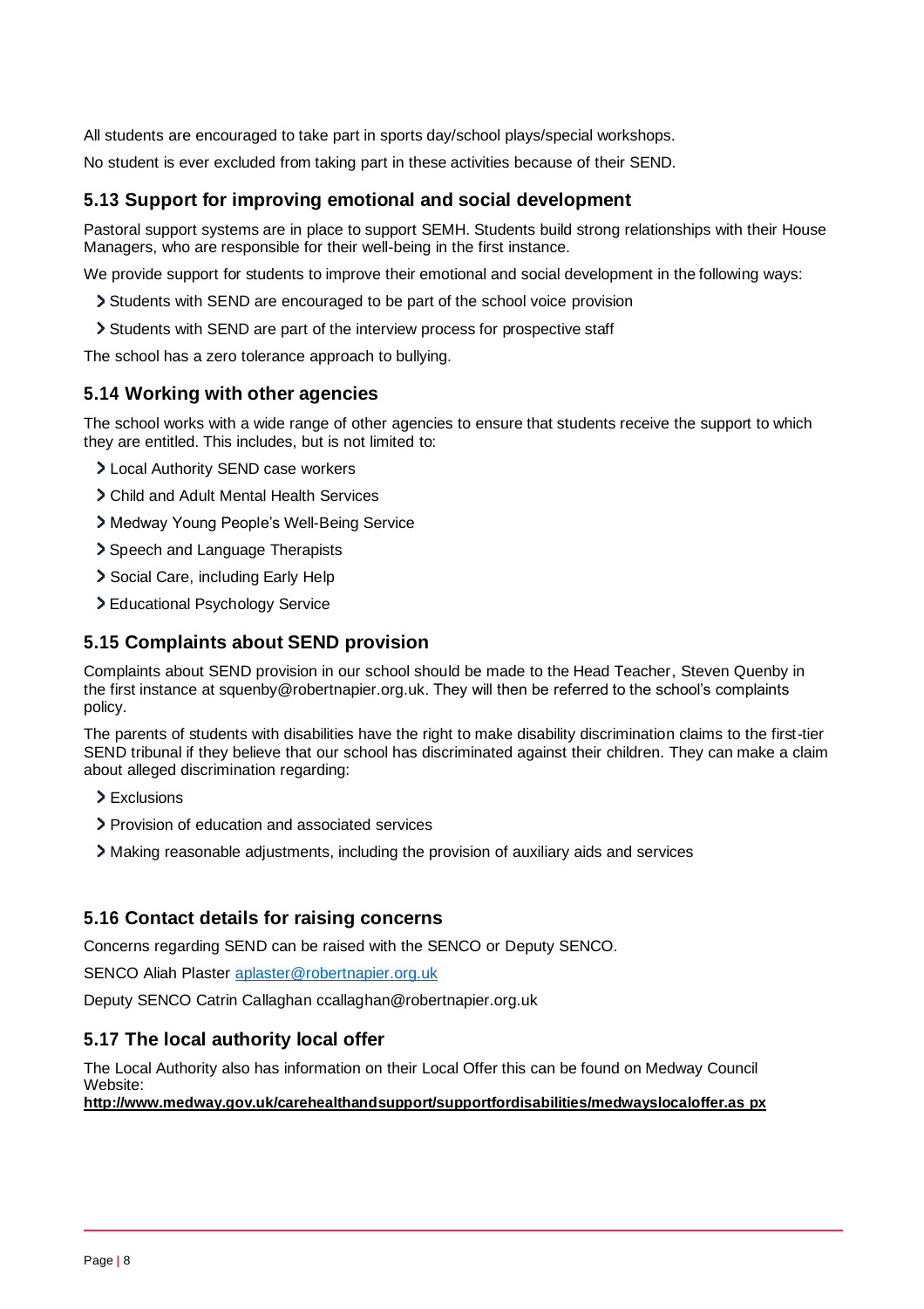All students are encouraged to take part in sports day/school plays/special workshops.

No student is ever excluded from taking part in these activities because of their SEND.

### 5.13 Support for improving emotional and social development

Pastoral support systems are in place to support SEMH. Students build strong relationships with their House Managers, who are responsible for their well-being in the first instance.

We provide support for students to improve their emotional and social development in the following ways:

- Students with SEND are encouraged to be part of the school voice provision
- Students with SEND are part of the interview process for prospective staff

The school has a zero tolerance approach to bullying.

### 5.14 Working with other agencies

The school works with a wide range of other agencies to ensure that students receive the support to which they are entitled. This includes, but is not limited to:

- Local Authority SEND case workers
- Child and Adult Mental Health Services
- Medway Young People's Well-Being Service
- Speech and Language Therapists
- Social Care, including Early Help
- Educational Psychology Service

### 5.15 Complaints about SEND provision

Complaints about SEND provision in our school should be made to the Head Teacher, Steven Quenby in the first instance at squenby@robertnapier.org.uk. They will then be referred to the school's complaints policy.

The parents of students with disabilities have the right to make disability discrimination claims to the first-tier SEND tribunal if they believe that our school has discriminated against their children. They can make a claim about alleged discrimination regarding:

- Exclusions
- Provision of education and associated services
- Making reasonable adjustments, including the provision of auxiliary aids and services

### 5.16 Contact details for raising concerns

Concerns regarding SEND can be raised with the SENCO or Deputy SENCO.

SENCO Aliah Plaster aplaster@robertnapier.org.uk

Deputy SENCO Catrin Callaghan ccallaghan@robertnapier.org.uk

### 5.17 The local authority local offer

The Local Authority also has information on their Local Offer this can be found on Medway Council Website:
**http://www.medway.gov.uk/carehealthandsupport/supportfordisabilities/medwayslocaloffer.as px**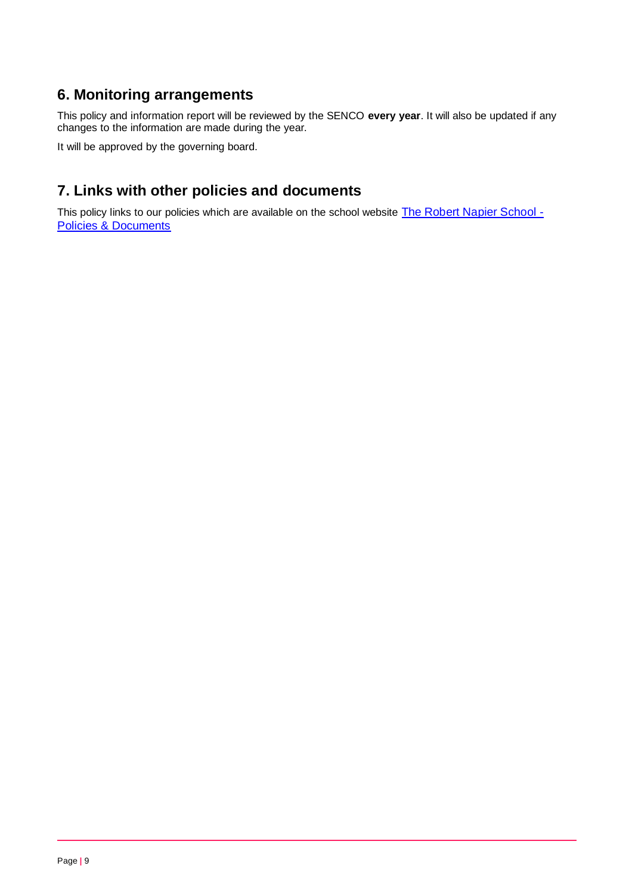## 6. Monitoring arrangements

This policy and information report will be reviewed by the SENCO **every year**. It will also be updated if any changes to the information are made during the year.

It will be approved by the governing board.

## 7. Links with other policies and documents

This policy links to our policies which are available on the school website The Robert Napier School - Policies & Documents